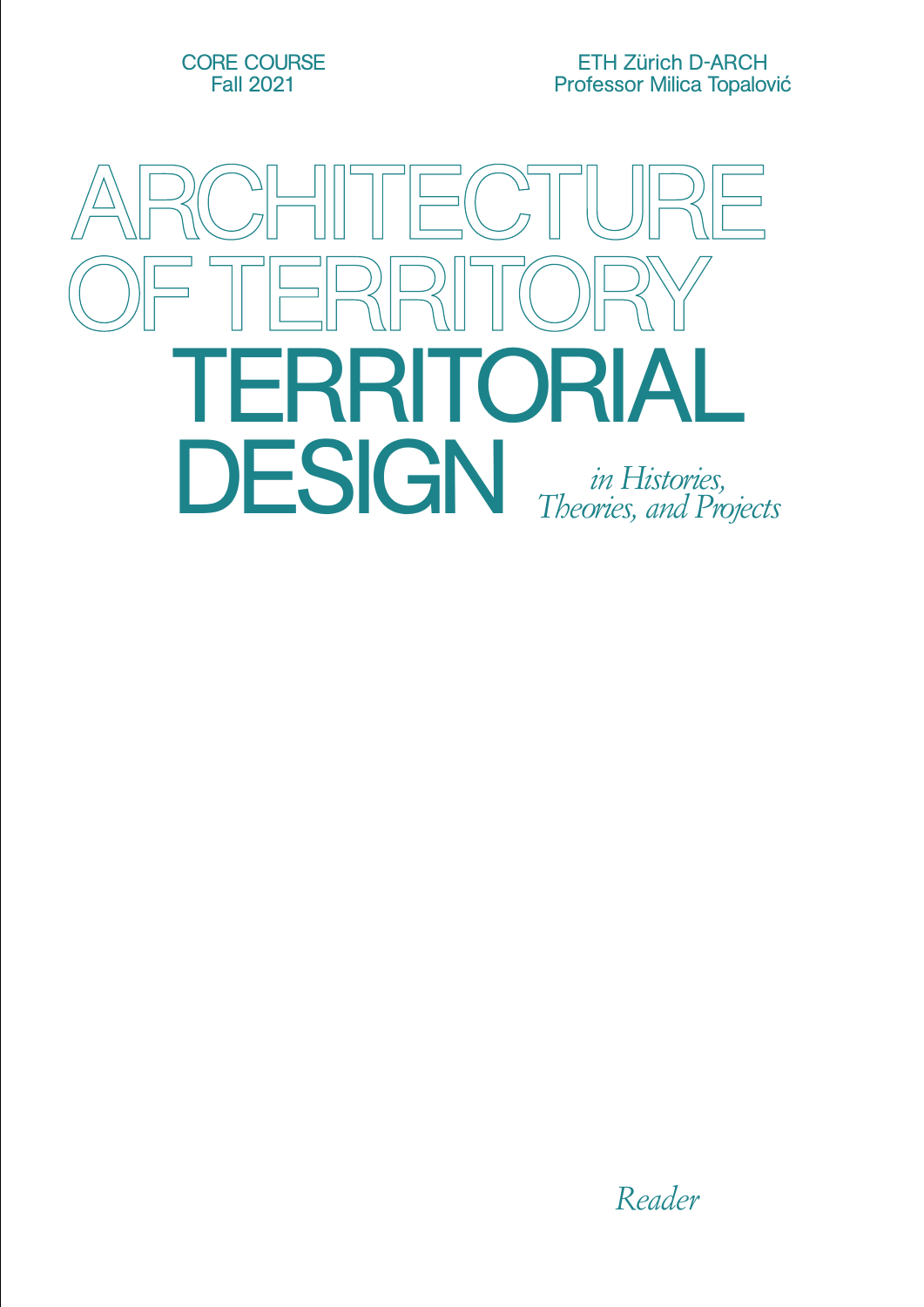CORE COURSE
Fall 2021

ETH Zürich D-ARCH
Professor Milica Topalović

# ARCHITECTURE OF TERRITORY

# TERRITORIAL DESIGN

*in Histories, Theories, and Projects*

*Reader*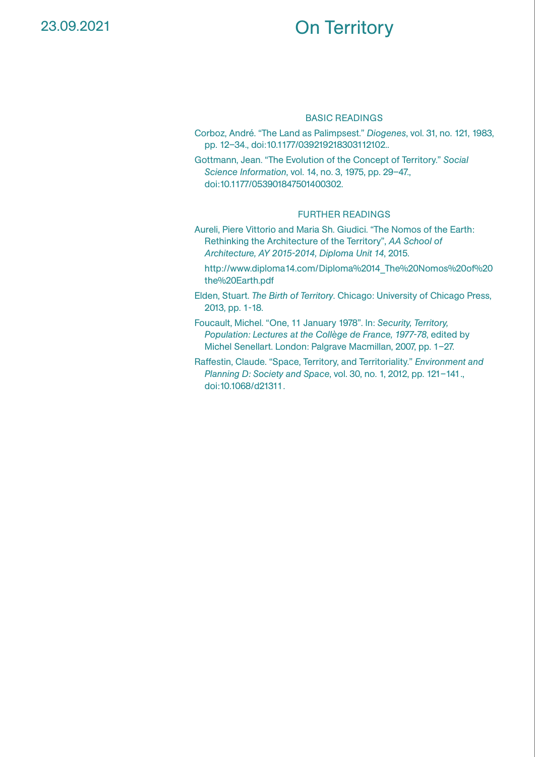23.09.2021

# On Territory

## BASIC READINGS

Corboz, André. “The Land as Palimpsest.” *Diogenes*, vol. 31, no. 121, 1983, pp. 12–34., doi:10.1177/039219218303112102..

Gottmann, Jean. “The Evolution of the Concept of Territory.” *Social Science Information*, vol. 14, no. 3, 1975, pp. 29–47., doi:10.1177/053901847501400302.

## FURTHER READINGS

Aureli, Piere Vittorio and Maria Sh. Giudici. “The Nomos of the Earth: Rethinking the Architecture of the Territory”, *AA School of Architecture, AY 2015-2014, Diploma Unit 14*, 2015.

http://www.diploma14.com/Diploma%2014_The%20Nomos%20of%20the%20Earth.pdf

Elden, Stuart. *The Birth of Territory*. Chicago: University of Chicago Press, 2013, pp. 1-18.

Foucault, Michel. “One, 11 January 1978”. In: *Security, Territory, Population: Lectures at the Collège de France, 1977-78*, edited by Michel Senellart. London: Palgrave Macmillan, 2007, pp. 1–27.

Raffestin, Claude. “Space, Territory, and Territoriality.” *Environment and Planning D: Society and Space*, vol. 30, no. 1, 2012, pp. 121–141., doi:10.1068/d21311.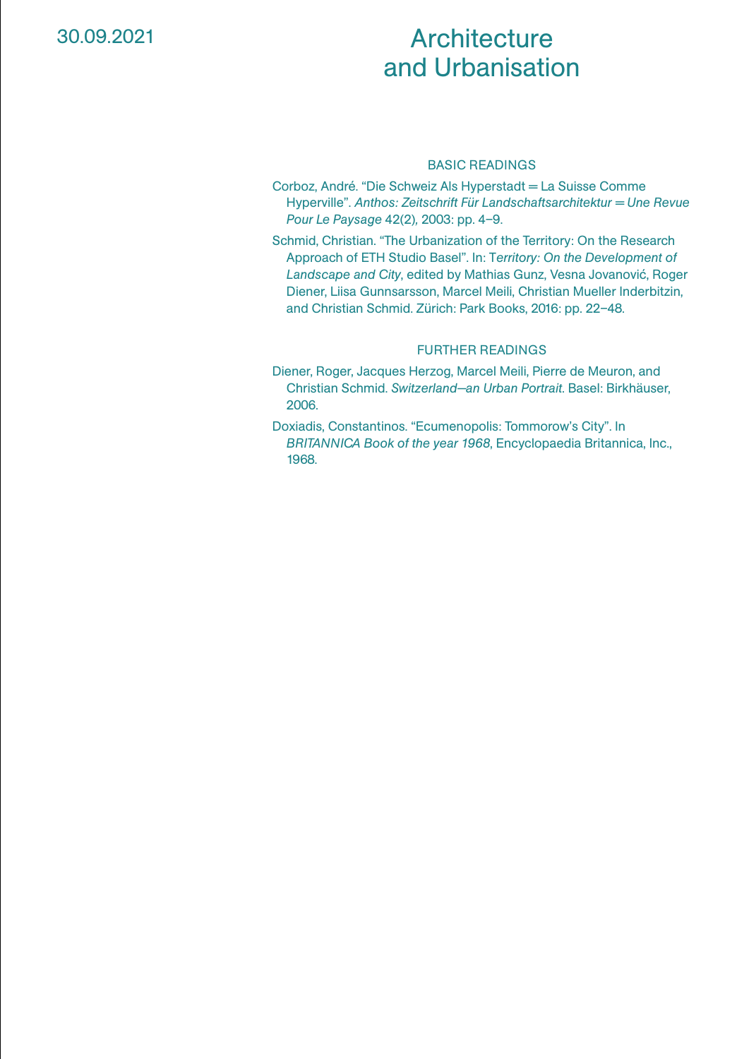30.09.2021

# Architecture and Urbanisation

## BASIC READINGS

Corboz, André. “Die Schweiz Als Hyperstadt = La Suisse Comme Hyperville”. *Anthos: Zeitschrift Für Landschaftsarchitektur = Une Revue Pour Le Paysage* 42(2), 2003: pp. 4–9.

Schmid, Christian. “The Urbanization of the Territory: On the Research Approach of ETH Studio Basel”. In: T*erritory: On the Development of Landscape and City*, edited by Mathias Gunz, Vesna Jovanović, Roger Diener, Liisa Gunnsarsson, Marcel Meili, Christian Mueller Inderbitzin, and Christian Schmid. Zürich: Park Books, 2016: pp. 22–48.

## FURTHER READINGS

Diener, Roger, Jacques Herzog, Marcel Meili, Pierre de Meuron, and Christian Schmid. *Switzerland—an Urban Portrait*. Basel: Birkhäuser, 2006.

Doxiadis, Constantinos. “Ecumenopolis: Tommorow’s City”. In *BRITANNICA Book of the year 1968*, Encyclopaedia Britannica, Inc., 1968.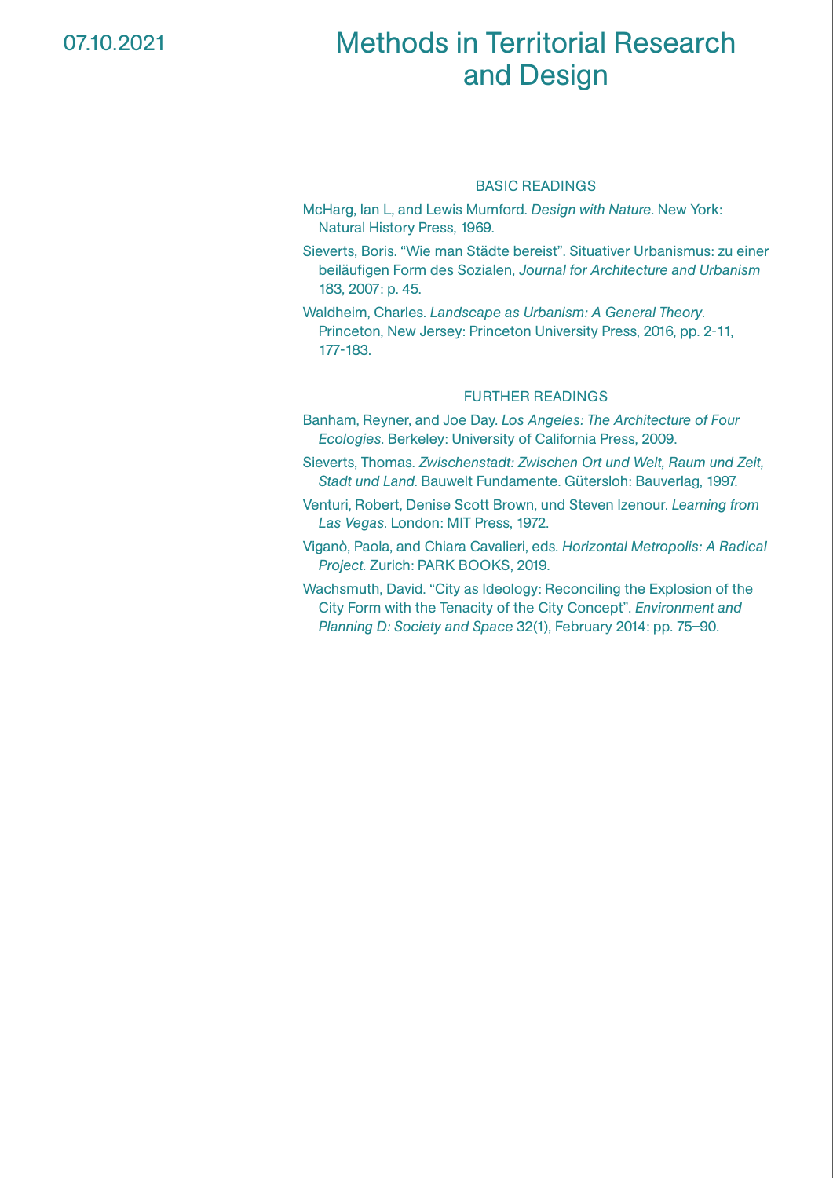07.10.2021

# Methods in Territorial Research and Design

## BASIC READINGS

McHarg, Ian L, and Lewis Mumford. *Design with Nature*. New York: Natural History Press, 1969.

Sieverts, Boris. “Wie man Städte bereist”. Situativer Urbanismus: zu einer beiläufigen Form des Sozialen, *Journal for Architecture and Urbanism* 183, 2007: p. 45.

Waldheim, Charles. *Landscape as Urbanism: A General Theory*. Princeton, New Jersey: Princeton University Press, 2016, pp. 2-11, 177-183.

## FURTHER READINGS

Banham, Reyner, and Joe Day. *Los Angeles: The Architecture of Four Ecologies*. Berkeley: University of California Press, 2009.

Sieverts, Thomas. *Zwischenstadt: Zwischen Ort und Welt, Raum und Zeit, Stadt und Land*. Bauwelt Fundamente. Gütersloh: Bauverlag, 1997.

Venturi, Robert, Denise Scott Brown, und Steven Izenour. *Learning from Las Vegas*. London: MIT Press, 1972.

Viganò, Paola, and Chiara Cavalieri, eds. *Horizontal Metropolis: A Radical Project*. Zurich: PARK BOOKS, 2019.

Wachsmuth, David. “City as Ideology: Reconciling the Explosion of the City Form with the Tenacity of the City Concept”. *Environment and Planning D: Society and Space* 32(1), February 2014: pp. 75–90.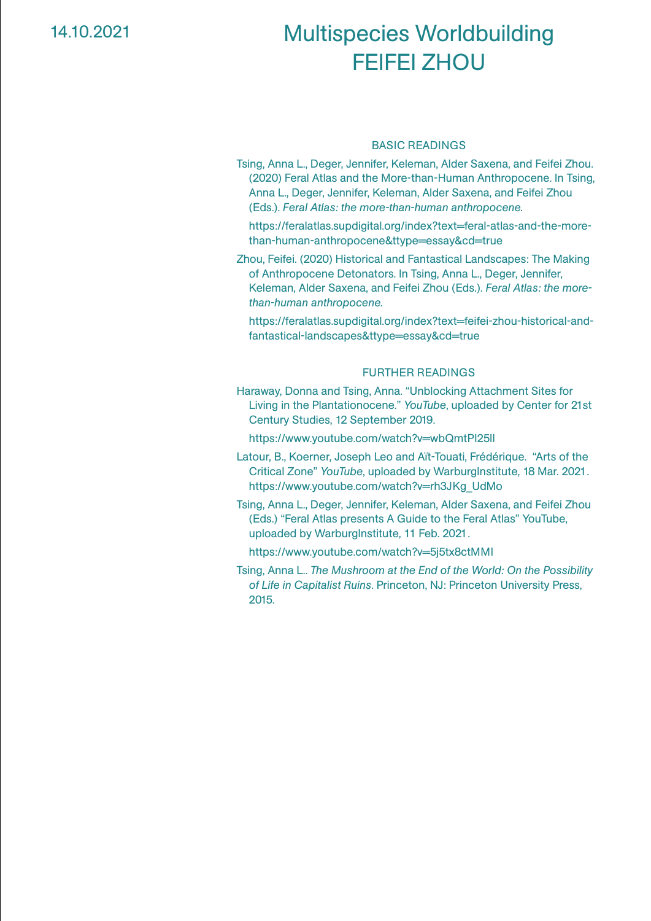14.10.2021

# Multispecies Worldbuilding
# FEIFEI ZHOU

## BASIC READINGS

Tsing, Anna L., Deger, Jennifer, Keleman, Alder Saxena, and Feifei Zhou. (2020) Feral Atlas and the More-than-Human Anthropocene. In Tsing, Anna L., Deger, Jennifer, Keleman, Alder Saxena, and Feifei Zhou (Eds.). *Feral Atlas: the more-than-human anthropocene.*

https://feralatlas.supdigital.org/index?text=feral-atlas-and-the-more-than-human-anthropocene&ttype=essay&cd=true

Zhou, Feifei. (2020) Historical and Fantastical Landscapes: The Making of Anthropocene Detonators. In Tsing, Anna L., Deger, Jennifer, Keleman, Alder Saxena, and Feifei Zhou (Eds.). *Feral Atlas: the more-than-human anthropocene.*

https://feralatlas.supdigital.org/index?text=feifei-zhou-historical-and-fantastical-landscapes&ttype=essay&cd=true

## FURTHER READINGS

Haraway, Donna and Tsing, Anna. "Unblocking Attachment Sites for Living in the Plantationocene." *YouTube*, uploaded by Center for 21st Century Studies, 12 September 2019.

https://www.youtube.com/watch?v=wbQmtPI25lI

Latour, B., Koerner, Joseph Leo and Aït-Touati, Frédérique. "Arts of the Critical Zone" *YouTube*, uploaded by WarburgInstitute, 18 Mar. 2021. https://www.youtube.com/watch?v=rh3JKg_UdMo

Tsing, Anna L., Deger, Jennifer, Keleman, Alder Saxena, and Feifei Zhou (Eds.) "Feral Atlas presents A Guide to the Feral Atlas" YouTube, uploaded by WarburgInstitute, 11 Feb. 2021.

https://www.youtube.com/watch?v=5j5tx8ctMMI

Tsing, Anna L.. *The Mushroom at the End of the World: On the Possibility of Life in Capitalist Ruins*. Princeton, NJ: Princeton University Press, 2015.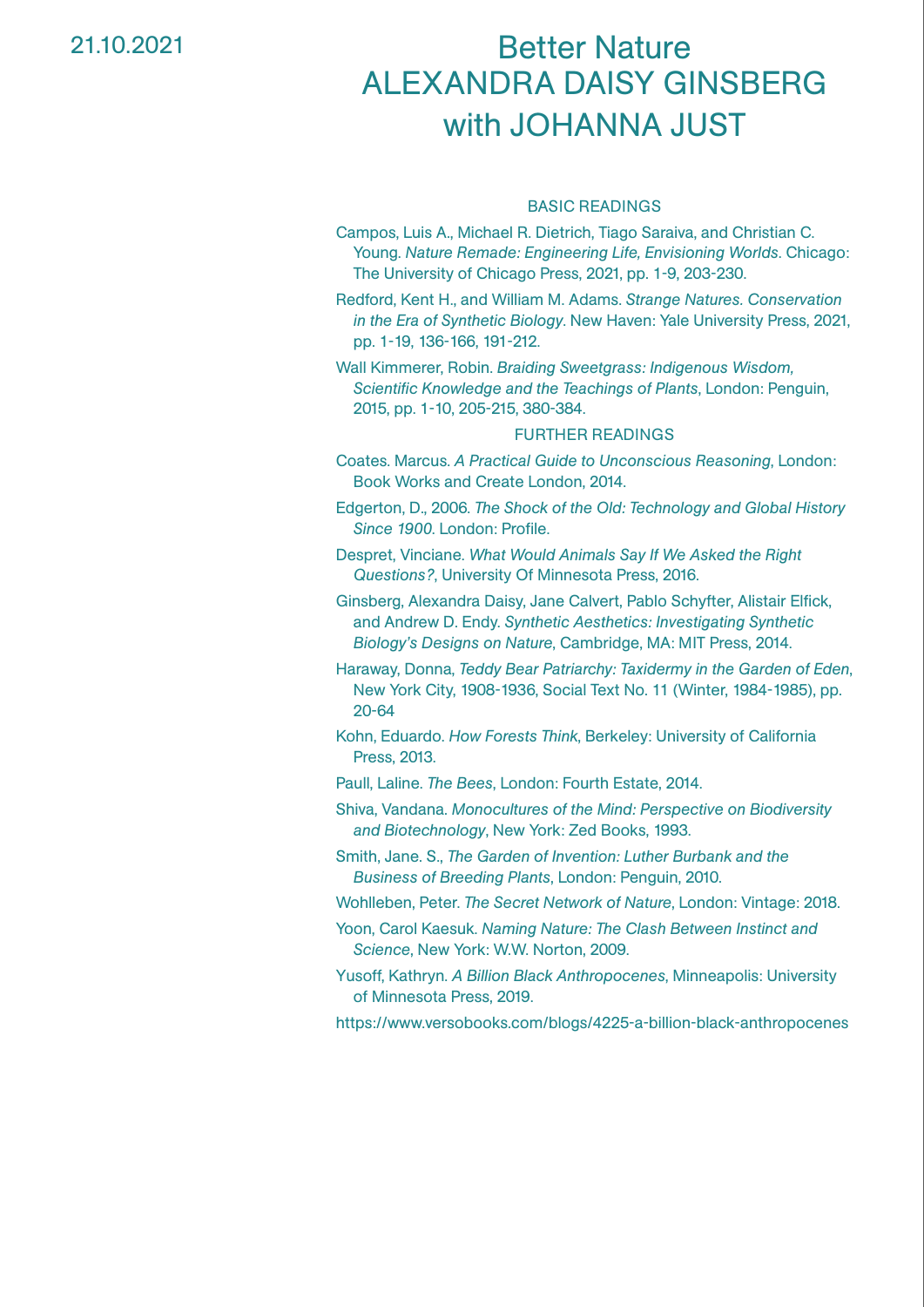21.10.2021

# Better Nature
# ALEXANDRA DAISY GINSBERG with JOHANNA JUST

## BASIC READINGS

Campos, Luis A., Michael R. Dietrich, Tiago Saraiva, and Christian C. Young. *Nature Remade: Engineering Life, Envisioning Worlds*. Chicago: The University of Chicago Press, 2021, pp. 1-9, 203-230.

Redford, Kent H., and William M. Adams. *Strange Natures. Conservation in the Era of Synthetic Biology*. New Haven: Yale University Press, 2021, pp. 1-19, 136-166, 191-212.

Wall Kimmerer, Robin. *Braiding Sweetgrass: Indigenous Wisdom, Scientific Knowledge and the Teachings of Plants*, London: Penguin, 2015, pp. 1-10, 205-215, 380-384.

## FURTHER READINGS

Coates. Marcus. *A Practical Guide to Unconscious Reasoning*, London: Book Works and Create London, 2014.

Edgerton, D., 2006. *The Shock of the Old: Technology and Global History Since 1900*. London: Profile.

Despret, Vinciane. *What Would Animals Say If We Asked the Right Questions?*, University Of Minnesota Press, 2016.

Ginsberg, Alexandra Daisy, Jane Calvert, Pablo Schyfter, Alistair Elfick, and Andrew D. Endy. *Synthetic Aesthetics: Investigating Synthetic Biology's Designs on Nature*, Cambridge, MA: MIT Press, 2014.

Haraway, Donna, *Teddy Bear Patriarchy: Taxidermy in the Garden of Eden*, New York City, 1908-1936, Social Text No. 11 (Winter, 1984-1985), pp. 20-64

Kohn, Eduardo. *How Forests Think*, Berkeley: University of California Press, 2013.

Paull, Laline. *The Bees*, London: Fourth Estate, 2014.

Shiva, Vandana. *Monocultures of the Mind: Perspective on Biodiversity and Biotechnology*, New York: Zed Books, 1993.

Smith, Jane. S., *The Garden of Invention: Luther Burbank and the Business of Breeding Plants*, London: Penguin, 2010.

Wohlleben, Peter. *The Secret Network of Nature*, London: Vintage: 2018.

Yoon, Carol Kaesuk. *Naming Nature: The Clash Between Instinct and Science*, New York: W.W. Norton, 2009.

Yusoff, Kathryn. *A Billion Black Anthropocenes*, Minneapolis: University of Minnesota Press, 2019.

https://www.versobooks.com/blogs/4225-a-billion-black-anthropocenes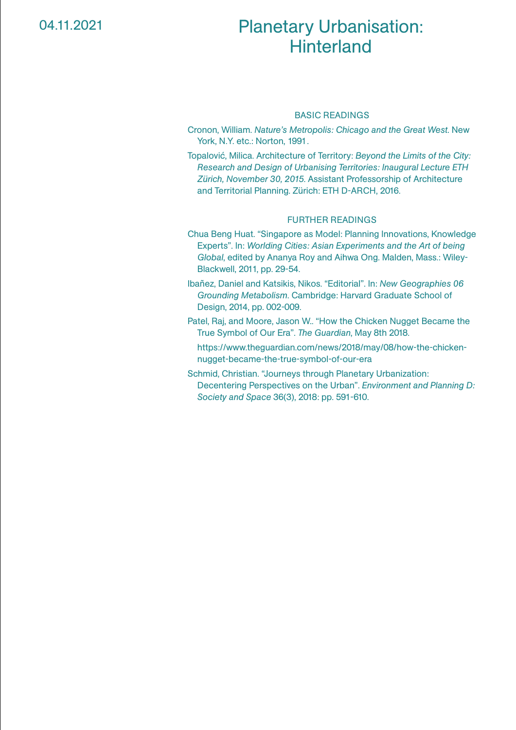04.11.2021

# Planetary Urbanisation: Hinterland

## BASIC READINGS

Cronon, William. *Nature's Metropolis: Chicago and the Great West*. New York, N.Y. etc.: Norton, 1991.

Topalović, Milica. Architecture of Territory: *Beyond the Limits of the City: Research and Design of Urbanising Territories: Inaugural Lecture ETH Zürich, November 30, 2015*. Assistant Professorship of Architecture and Territorial Planning. Zürich: ETH D-ARCH, 2016.

## FURTHER READINGS

Chua Beng Huat. "Singapore as Model: Planning Innovations, Knowledge Experts". In: *Worlding Cities: Asian Experiments and the Art of being Global*, edited by Ananya Roy and Aihwa Ong. Malden, Mass.: Wiley-Blackwell, 2011, pp. 29-54.

Ibañez, Daniel and Katsikis, Nikos. "Editorial". In: *New Geographies 06 Grounding Metabolism*. Cambridge: Harvard Graduate School of Design, 2014, pp. 002-009.

Patel, Raj, and Moore, Jason W.. "How the Chicken Nugget Became the True Symbol of Our Era". *The Guardian*, May 8th 2018.

https://www.theguardian.com/news/2018/may/08/how-the-chicken-nugget-became-the-true-symbol-of-our-era

Schmid, Christian. "Journeys through Planetary Urbanization: Decentering Perspectives on the Urban". *Environment and Planning D: Society and Space* 36(3), 2018: pp. 591-610.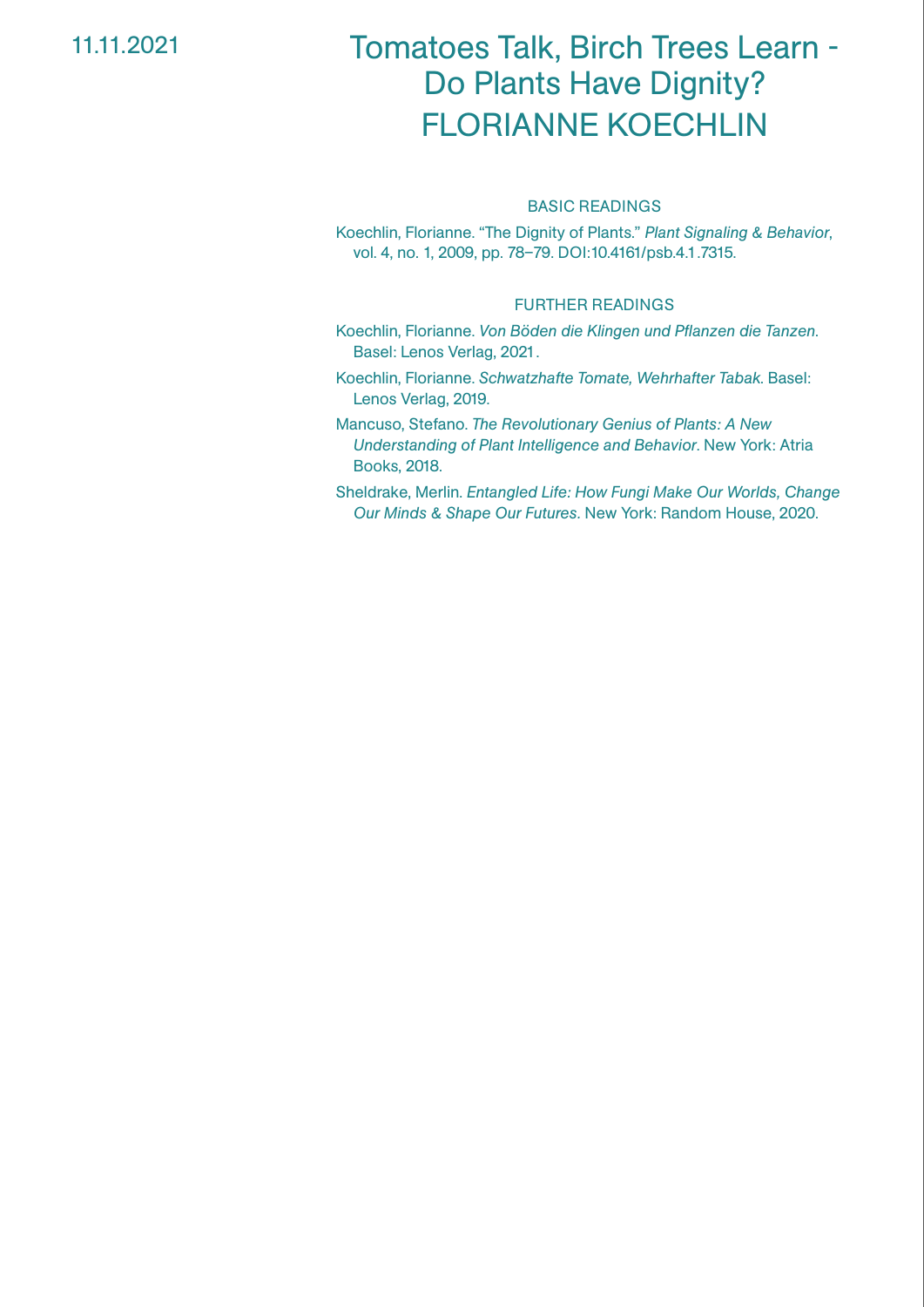11.11.2021

# Tomatoes Talk, Birch Trees Learn - Do Plants Have Dignity?

## FLORIANNE KOECHLIN

### BASIC READINGS

Koechlin, Florianne. “The Dignity of Plants.” *Plant Signaling & Behavior*, vol. 4, no. 1, 2009, pp. 78–79. DOI:10.4161/psb.4.1.7315.

### FURTHER READINGS

Koechlin, Florianne. *Von Böden die Klingen und Pflanzen die Tanzen.* Basel: Lenos Verlag, 2021.

Koechlin, Florianne. *Schwatzhafte Tomate, Wehrhafter Tabak.* Basel: Lenos Verlag, 2019.

Mancuso, Stefano. *The Revolutionary Genius of Plants: A New Understanding of Plant Intelligence and Behavior*. New York: Atria Books, 2018.

Sheldrake, Merlin. *Entangled Life: How Fungi Make Our Worlds, Change Our Minds & Shape Our Futures.* New York: Random House, 2020.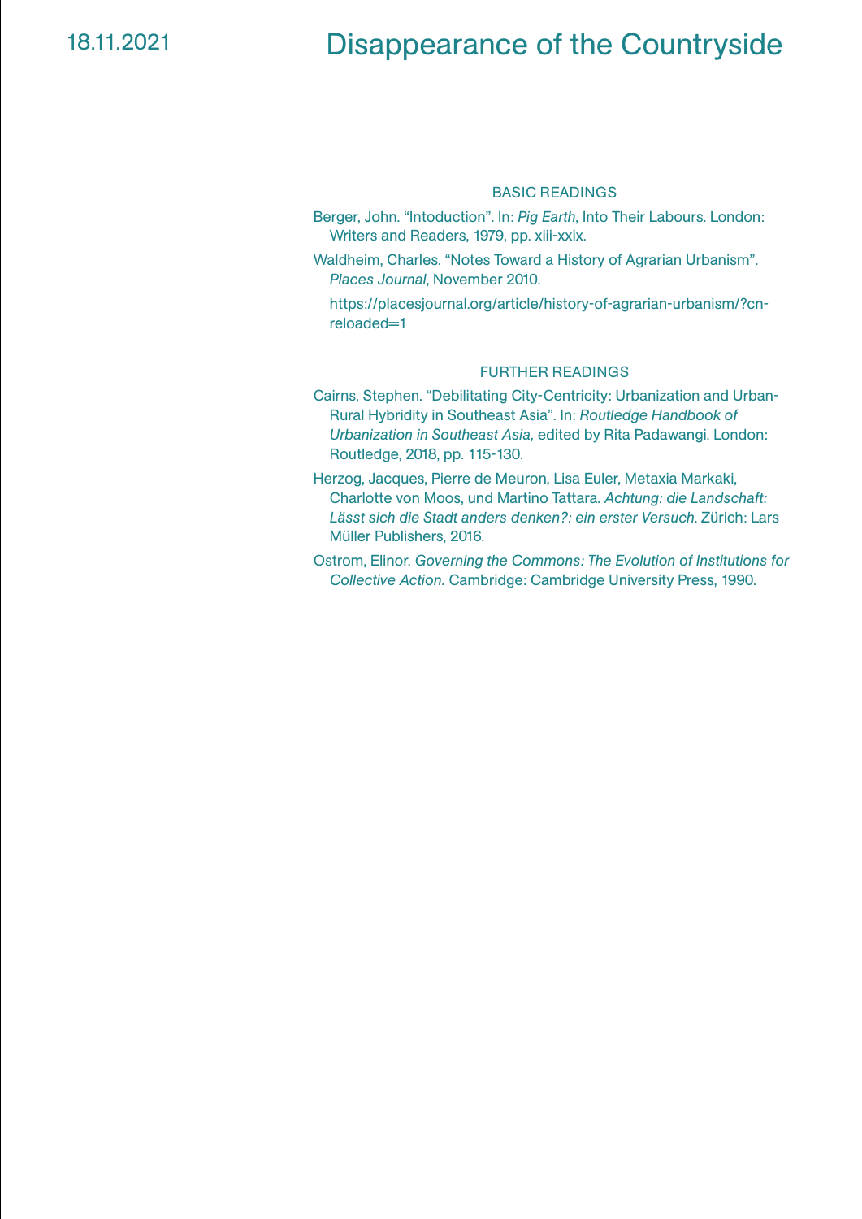18.11.2021

# Disappearance of the Countryside

## BASIC READINGS

Berger, John. “Intoduction”. In: *Pig Earth*, Into Their Labours. London: Writers and Readers, 1979, pp. xiii-xxix.

Waldheim, Charles. “Notes Toward a History of Agrarian Urbanism”. *Places Journal*, November 2010.

https://placesjournal.org/article/history-of-agrarian-urbanism/?cn-reloaded=1

## FURTHER READINGS

Cairns, Stephen. “Debilitating City-Centricity: Urbanization and Urban-Rural Hybridity in Southeast Asia”. In: *Routledge Handbook of Urbanization in Southeast Asia,* edited by Rita Padawangi. London: Routledge, 2018, pp. 115-130.

Herzog, Jacques, Pierre de Meuron, Lisa Euler, Metaxia Markaki, Charlotte von Moos, und Martino Tattara. *Achtung: die Landschaft: Lässt sich die Stadt anders denken?: ein erster Versuch.* Zürich: Lars Müller Publishers, 2016.

Ostrom, Elinor. *Governing the Commons: The Evolution of Institutions for Collective Action.* Cambridge: Cambridge University Press, 1990.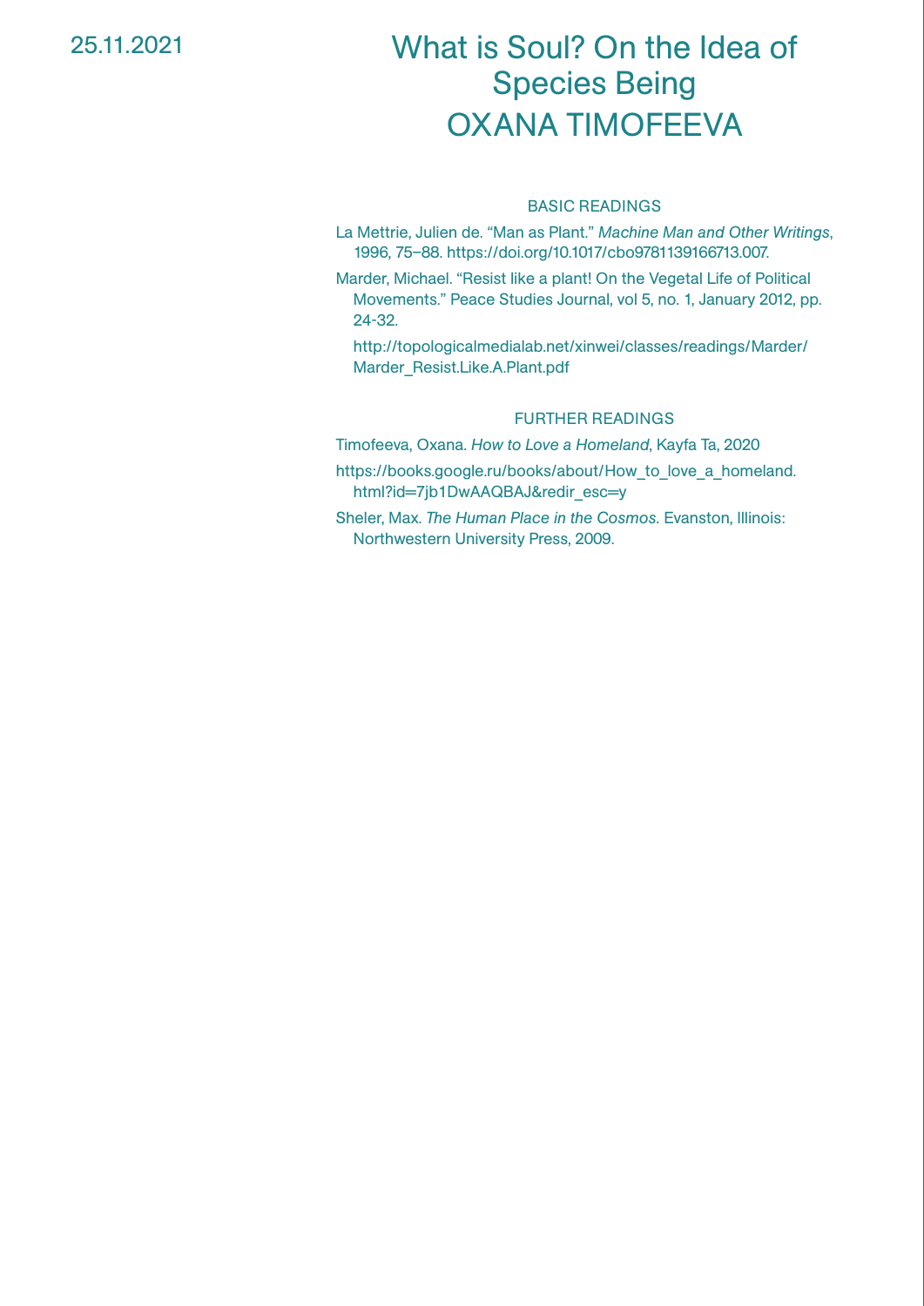25.11.2021

# What is Soul? On the Idea of Species Being
# OXANA TIMOFEEVA

## BASIC READINGS

La Mettrie, Julien de. “Man as Plant.” *Machine Man and Other Writings*, 1996, 75–88. https://doi.org/10.1017/cbo9781139166713.007.

Marder, Michael. “Resist like a plant! On the Vegetal Life of Political Movements.” Peace Studies Journal, vol 5, no. 1, January 2012, pp. 24-32.

http://topologicalmedialab.net/xinwei/classes/readings/Marder/Marder_Resist.Like.A.Plant.pdf

## FURTHER READINGS

Timofeeva, Oxana. *How to Love a Homeland*, Kayfa Ta, 2020

https://books.google.ru/books/about/How_to_love_a_homeland.html?id=7jb1DwAAQBAJ&redir_esc=y

Sheler, Max. *The Human Place in the Cosmos.* Evanston, Illinois: Northwestern University Press, 2009.